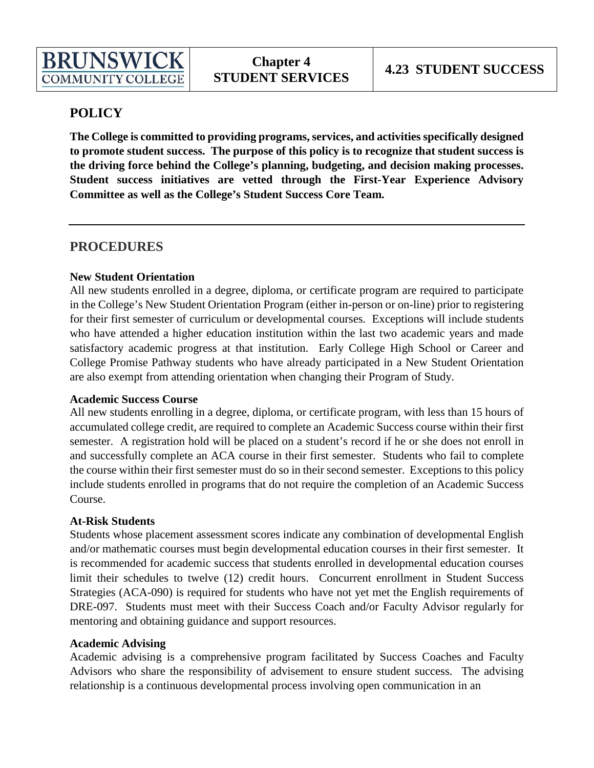| BRUNSWICK COMMUNITY COLLEGE | Chapter 4 STUDENT SERVICES | 4.23 STUDENT SUCCESS |
|---|---|---|

## POLICY

**The College is committed to providing programs, services, and activities specifically designed to promote student success. The purpose of this policy is to recognize that student success is the driving force behind the College's planning, budgeting, and decision making processes. Student success initiatives are vetted through the First-Year Experience Advisory Committee as well as the College's Student Success Core Team.**

---

## PROCEDURES

**New Student Orientation**

All new students enrolled in a degree, diploma, or certificate program are required to participate in the College's New Student Orientation Program (either in-person or on-line) prior to registering for their first semester of curriculum or developmental courses. Exceptions will include students who have attended a higher education institution within the last two academic years and made satisfactory academic progress at that institution. Early College High School or Career and College Promise Pathway students who have already participated in a New Student Orientation are also exempt from attending orientation when changing their Program of Study.

**Academic Success Course**

All new students enrolling in a degree, diploma, or certificate program, with less than 15 hours of accumulated college credit, are required to complete an Academic Success course within their first semester. A registration hold will be placed on a student's record if he or she does not enroll in and successfully complete an ACA course in their first semester. Students who fail to complete the course within their first semester must do so in their second semester. Exceptions to this policy include students enrolled in programs that do not require the completion of an Academic Success Course.

**At-Risk Students**

Students whose placement assessment scores indicate any combination of developmental English and/or mathematic courses must begin developmental education courses in their first semester. It is recommended for academic success that students enrolled in developmental education courses limit their schedules to twelve (12) credit hours. Concurrent enrollment in Student Success Strategies (ACA-090) is required for students who have not yet met the English requirements of DRE-097. Students must meet with their Success Coach and/or Faculty Advisor regularly for mentoring and obtaining guidance and support resources.

**Academic Advising**

Academic advising is a comprehensive program facilitated by Success Coaches and Faculty Advisors who share the responsibility of advisement to ensure student success. The advising relationship is a continuous developmental process involving open communication in an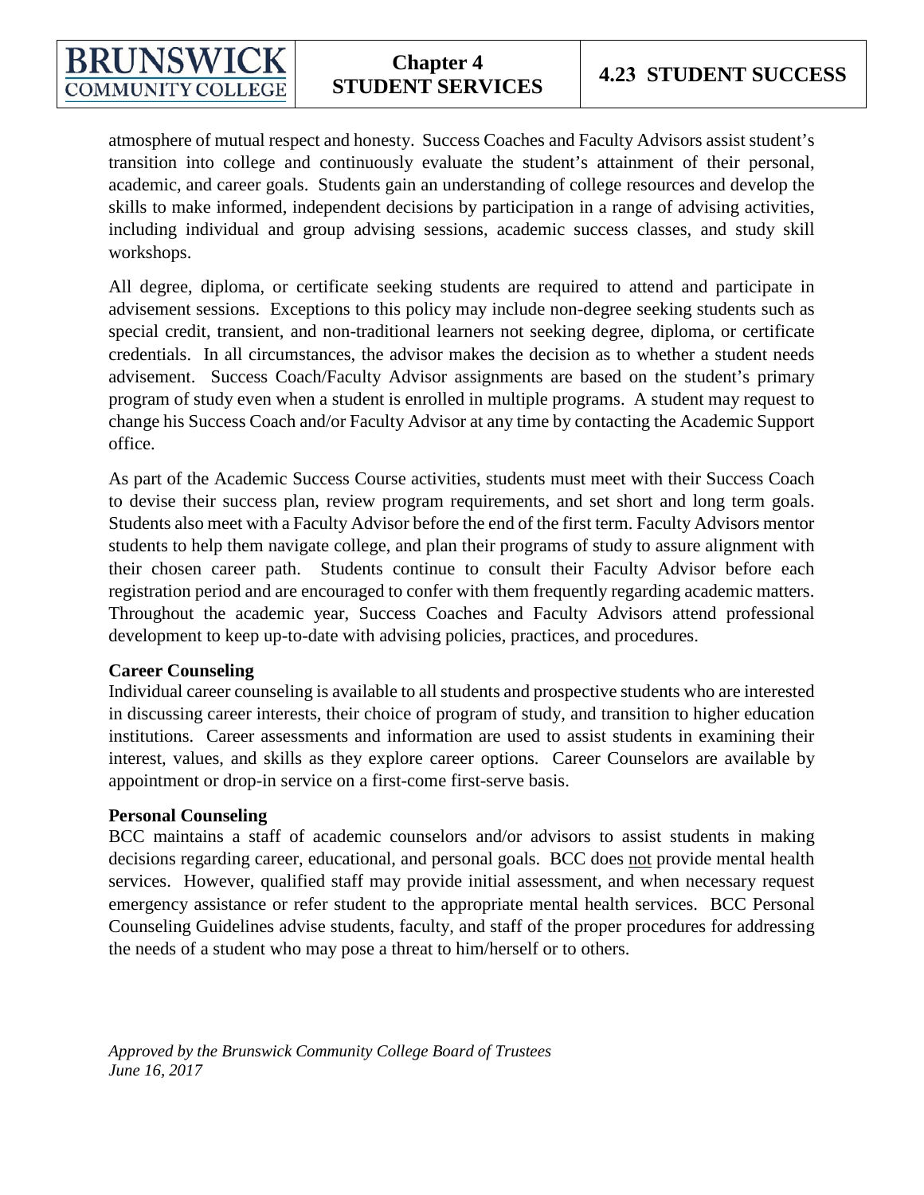atmosphere of mutual respect and honesty. Success Coaches and Faculty Advisors assist student's transition into college and continuously evaluate the student's attainment of their personal, academic, and career goals. Students gain an understanding of college resources and develop the skills to make informed, independent decisions by participation in a range of advising activities, including individual and group advising sessions, academic success classes, and study skill workshops.

All degree, diploma, or certificate seeking students are required to attend and participate in advisement sessions. Exceptions to this policy may include non-degree seeking students such as special credit, transient, and non-traditional learners not seeking degree, diploma, or certificate credentials. In all circumstances, the advisor makes the decision as to whether a student needs advisement. Success Coach/Faculty Advisor assignments are based on the student's primary program of study even when a student is enrolled in multiple programs. A student may request to change his Success Coach and/or Faculty Advisor at any time by contacting the Academic Support office.

As part of the Academic Success Course activities, students must meet with their Success Coach to devise their success plan, review program requirements, and set short and long term goals. Students also meet with a Faculty Advisor before the end of the first term. Faculty Advisors mentor students to help them navigate college, and plan their programs of study to assure alignment with their chosen career path. Students continue to consult their Faculty Advisor before each registration period and are encouraged to confer with them frequently regarding academic matters. Throughout the academic year, Success Coaches and Faculty Advisors attend professional development to keep up-to-date with advising policies, practices, and procedures.

**Career Counseling**

Individual career counseling is available to all students and prospective students who are interested in discussing career interests, their choice of program of study, and transition to higher education institutions. Career assessments and information are used to assist students in examining their interest, values, and skills as they explore career options. Career Counselors are available by appointment or drop-in service on a first-come first-serve basis.

**Personal Counseling**

BCC maintains a staff of academic counselors and/or advisors to assist students in making decisions regarding career, educational, and personal goals. BCC does not provide mental health services. However, qualified staff may provide initial assessment, and when necessary request emergency assistance or refer student to the appropriate mental health services. BCC Personal Counseling Guidelines advise students, faculty, and staff of the proper procedures for addressing the needs of a student who may pose a threat to him/herself or to others.

*Approved by the Brunswick Community College Board of Trustees*
*June 16, 2017*